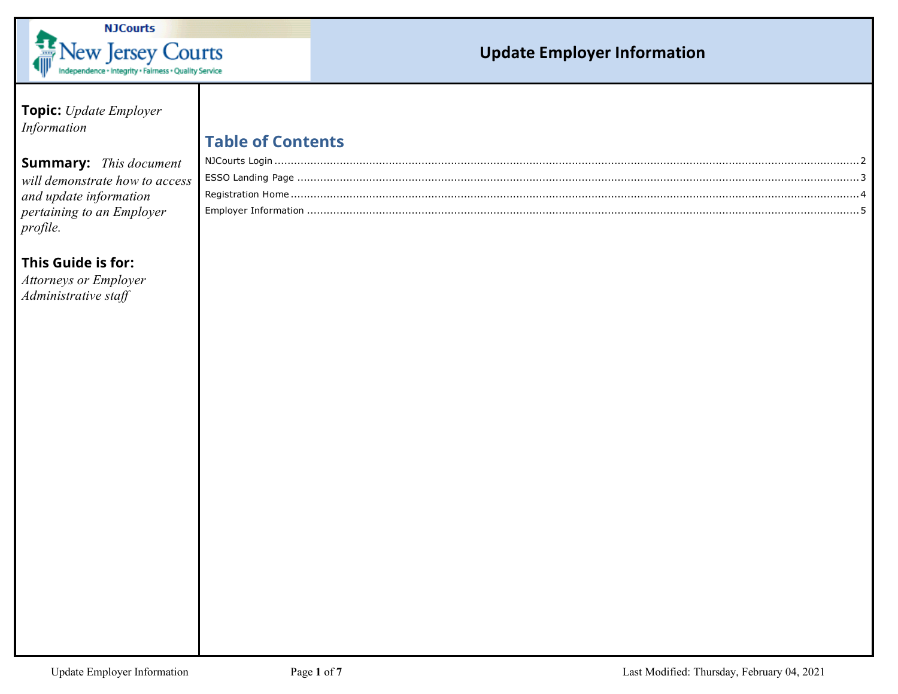# Update Employer Information

**Topic:** *Update Employer Information*

**Summary:** *This document will demonstrate how to access and update information pertaining to an Employer profile.*

**This Guide is for:**
*Attorneys or Employer Administrative staff*

## Table of Contents

NJCourts Login .......... 2
ESSO Landing Page .......... 3
Registration Home .......... 4
Employer Information .......... 5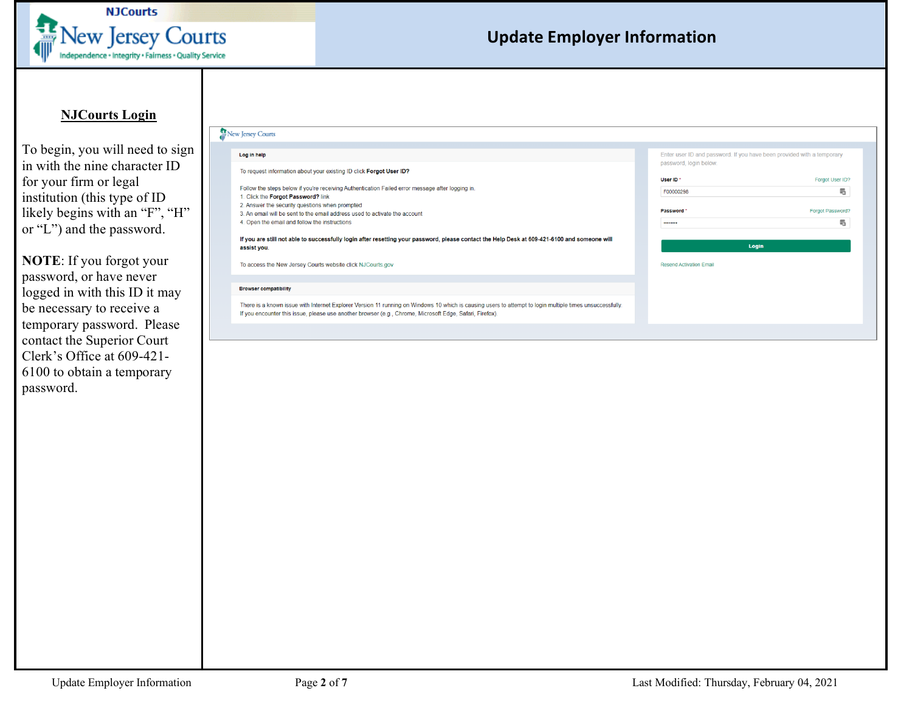## NJCourts Login

To begin, you will need to sign in with the nine character ID for your firm or legal institution (this type of ID likely begins with an "F", "H" or "L") and the password.

**NOTE**: If you forgot your password, or have never logged in with this ID it may be necessary to receive a temporary password. Please contact the Superior Court Clerk's Office at 609-421-6100 to obtain a temporary password.

New Jersey Courts

**Log in help**

To request information about your existing ID click **Forgot User ID?**

Follow the steps below if you're receiving Authentication Failed error message after logging in.

1. Click the **Forgot Password?** link
2. Answer the security questions when prompted
3. An email will be sent to the email address used to activate the account
4. Open the email and follow the instructions

**If you are still not able to successfully login after resetting your password, please contact the Help Desk at 609-421-6100 and someone will assist you.**

To access the New Jersey Courts website click NJCourts.gov

**Browser compatibility**

There is a known issue with Internet Explorer Version 11 running on Windows 10 which is causing users to attempt to login multiple times unsuccessfully. If you encounter this issue, please use another browser (e.g., Chrome, Microsoft Edge, Safari, Firefox)

Enter user ID and password. If you have been provided with a temporary password, login below.

User ID * — Forgot User ID?

F00000296

Password * — Forgot Password?

Login

Resend Activation Email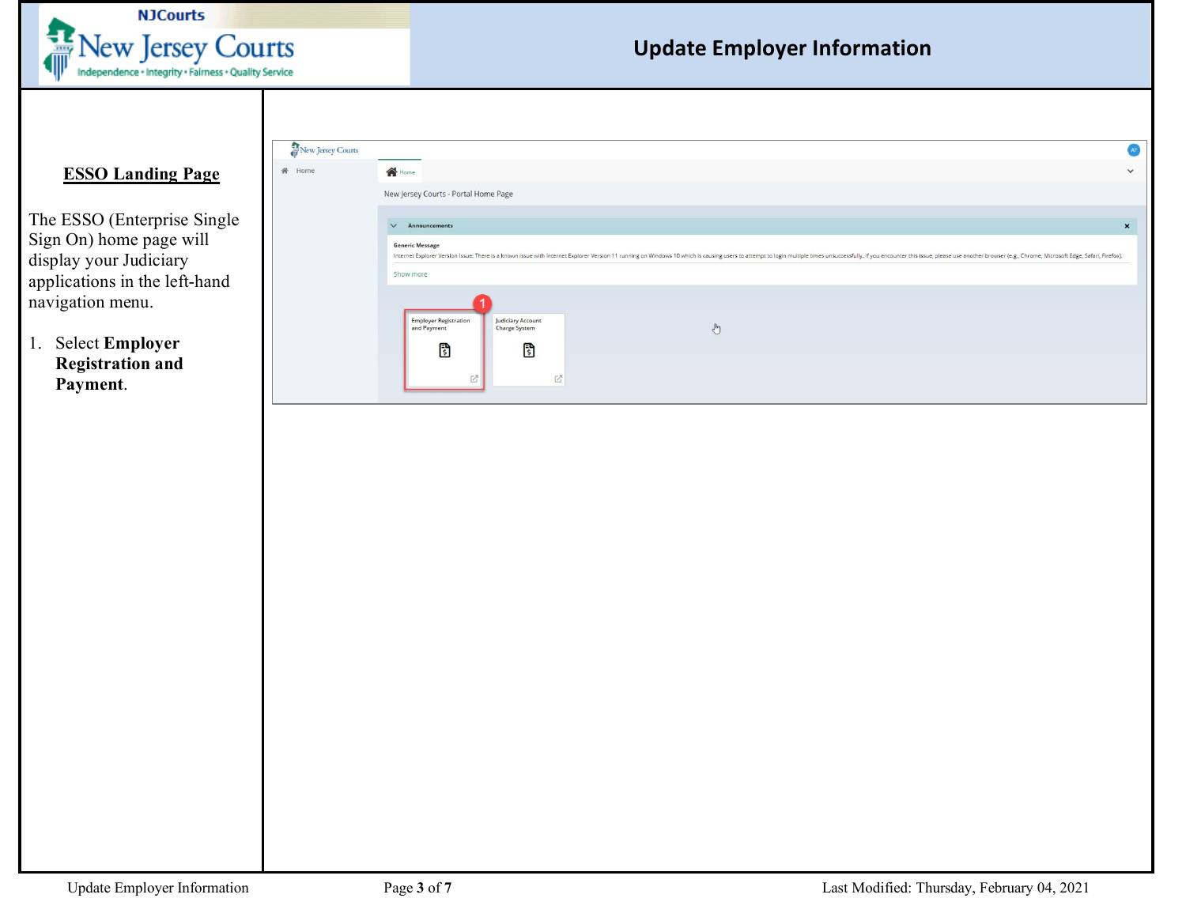**ESSO Landing Page**

The ESSO (Enterprise Single Sign On) home page will display your Judiciary applications in the left-hand navigation menu.

1. Select **Employer Registration and Payment**.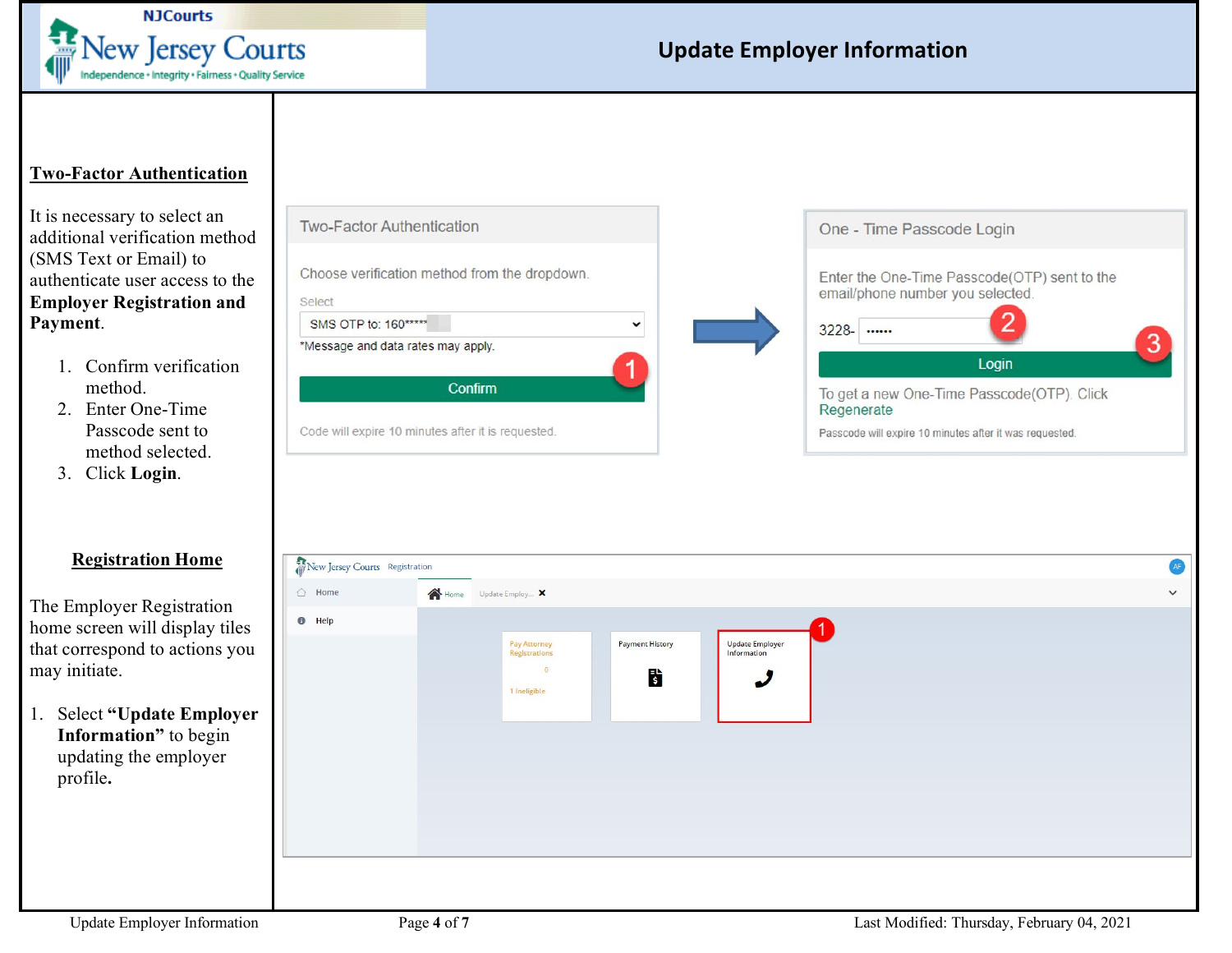## Two-Factor Authentication

It is necessary to select an additional verification method (SMS Text or Email) to authenticate user access to the **Employer Registration and Payment**.

1. Confirm verification method.
2. Enter One-Time Passcode sent to method selected.
3. Click **Login**.

## Registration Home

The Employer Registration home screen will display tiles that correspond to actions you may initiate.

1. Select **“Update Employer Information”** to begin updating the employer profile.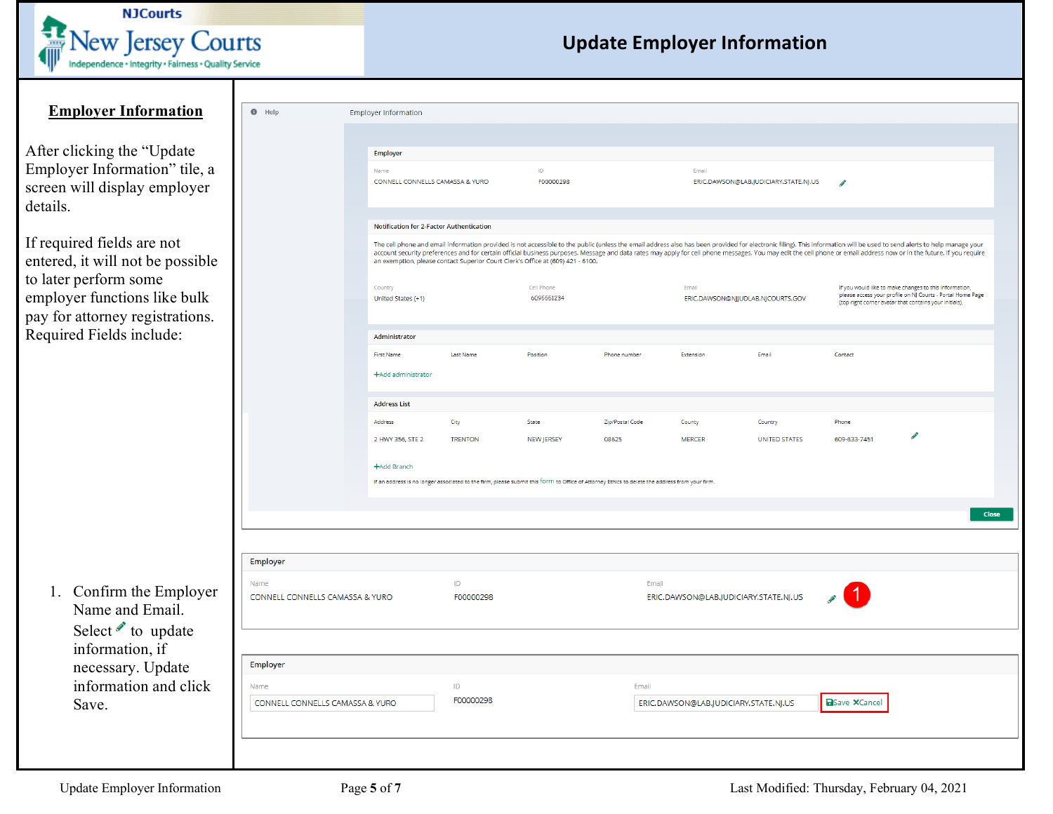# Update Employer Information

## Employer Information

After clicking the "Update Employer Information" tile, a screen will display employer details.

If required fields are not entered, it will not be possible to later perform some employer functions like bulk pay for attorney registrations. Required Fields include:

1. Confirm the Employer Name and Email. Select ✎ to update information, if necessary. Update information and click Save.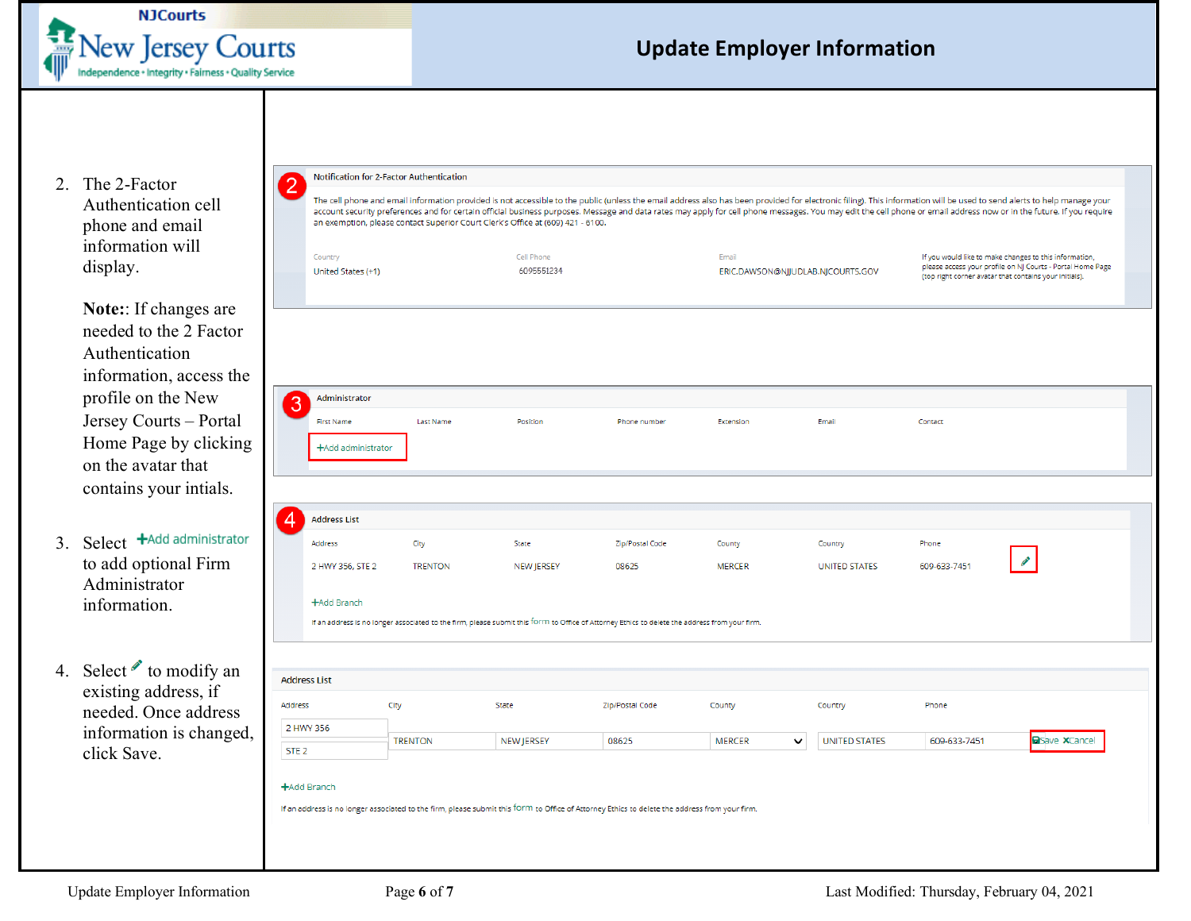# Update Employer Information

2. The 2-Factor Authentication cell phone and email information will display.

   **Note:**: If changes are needed to the 2 Factor Authentication information, access the profile on the New Jersey Courts – Portal Home Page by clicking on the avatar that contains your intials.

**Notification for 2-Factor Authentication**

The cell phone and email information provided is not accessible to the public (unless the email address also has been provided for electronic filing). This information will be used to send alerts to help manage your account security preferences and for certain official business purposes. Message and data rates may apply for cell phone messages. You may edit the cell phone or email address now or in the future. If you require an exemption, please contact Superior Court Clerk's Office at (609) 421 - 6100.

| Country | Cell Phone | Email | |
|---|---|---|---|
| United States (+1) | 6095551234 | ERIC.DAWSON@NJJUDLAB.NJCOURTS.GOV | If you would like to make changes to this information, please access your profile on NJ Courts - Portal Home Page (top right corner avatar that contains your initials). |

3. Select +Add administrator to add optional Firm Administrator information.

**Administrator**

| First Name | Last Name | Position | Phone number | Extension | Email | Contact |
|---|---|---|---|---|---|---|

+Add administrator

4. Select ✎ to modify an existing address, if needed. Once address information is changed, click Save.

**Address List**

| Address | City | State | Zip/Postal Code | County | Country | Phone | |
|---|---|---|---|---|---|---|---|
| 2 HWY 356, STE 2 | TRENTON | NEW JERSEY | 08625 | MERCER | UNITED STATES | 609-633-7451 | ✎ |

+Add Branch

If an address is no longer associated to the firm, please submit this form to Office of Attorney Ethics to delete the address from your firm.

**Address List**

| Address | City | State | Zip/Postal Code | County | Country | Phone | |
|---|---|---|---|---|---|---|---|
| 2 HWY 356 / STE 2 | TRENTON | NEW JERSEY | 08625 | MERCER | UNITED STATES | 609-633-7451 | Save Cancel |

+Add Branch

If an address is no longer associated to the firm, please submit this form to Office of Attorney Ethics to delete the address from your firm.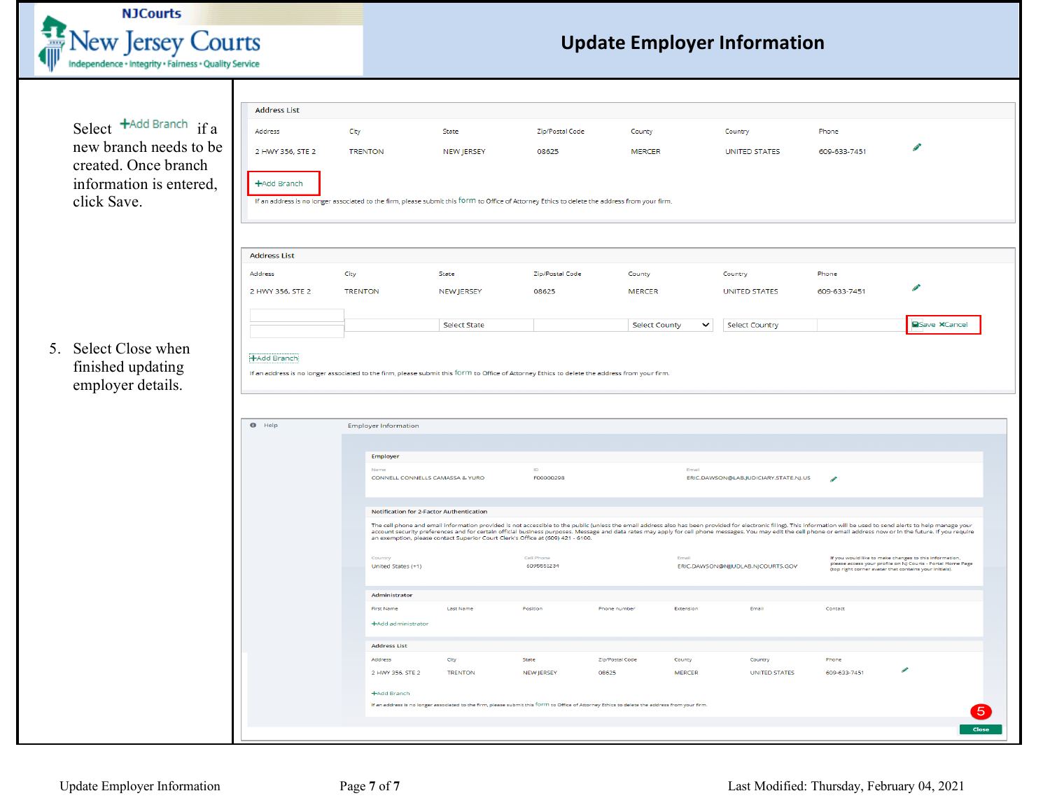# Update Employer Information

Select +Add Branch if a new branch needs to be created. Once branch information is entered, click Save.

**Address List**

| Address | City | State | Zip/Postal Code | County | Country | Phone |
|---|---|---|---|---|---|---|
| 2 HWY 356, STE 2 | TRENTON | NEW JERSEY | 08625 | MERCER | UNITED STATES | 609-633-7451 |

+Add Branch

If an address is no longer associated to the firm, please submit this form to Office of Attorney Ethics to delete the address from your firm.

**Address List**

| Address | City | State | Zip/Postal Code | County | Country | Phone |
|---|---|---|---|---|---|---|
| 2 HWY 356, STE 2 | TRENTON | NEW JERSEY | 08625 | MERCER | UNITED STATES | 609-633-7451 |
| | | Select State | | Select County | Select Country | |

Save ✕Cancel

+Add Branch

If an address is no longer associated to the firm, please submit this form to Office of Attorney Ethics to delete the address from your firm.

5. Select Close when finished updating employer details.

Help

**Employer Information**

**Employer**

| Name | ID | Email |
|---|---|---|
| CONNELL CONNELLS CAMASSA & YURO | F00000298 | ERIC.DAWSON@LAB.JUDICIARY.STATE.NJ.US |

**Notification for 2-Factor Authentication**

The cell phone and email information provided is not accessible to the public (unless the email address also has been provided for electronic filing). This information will be used to send alerts to help manage your account security preferences and for certain official business purposes. Message and data rates may apply for cell phone messages. You may edit the cell phone or email address now or in the future. If you require an exemption, please contact Superior Court Clerk's Office at (609) 421 - 6100.

| Country | Cell Phone | Email |
|---|---|---|
| United States (+1) | 6095551234 | ERIC.DAWSON@NJJUDLAB.NJCOURTS.GOV |

If you would like to make changes to this information, please access your profile on NJ Courts - Portal Home Page (top right corner avatar that contains your initials).

**Administrator**

| First Name | Last Name | Position | Phone number | Extension | Email | Contact |
|---|---|---|---|---|---|---|

+Add administrator

**Address List**

| Address | City | State | Zip/Postal Code | County | Country | Phone |
|---|---|---|---|---|---|---|
| 2 HWY 356, STE 2 | TRENTON | NEW JERSEY | 08625 | MERCER | UNITED STATES | 609-633-7451 |

+Add Branch

If an address is no longer associated to the firm, please submit this form to Office of Attorney Ethics to delete the address from your firm.

5

Close

Last Modified: Thursday, February 04, 2021